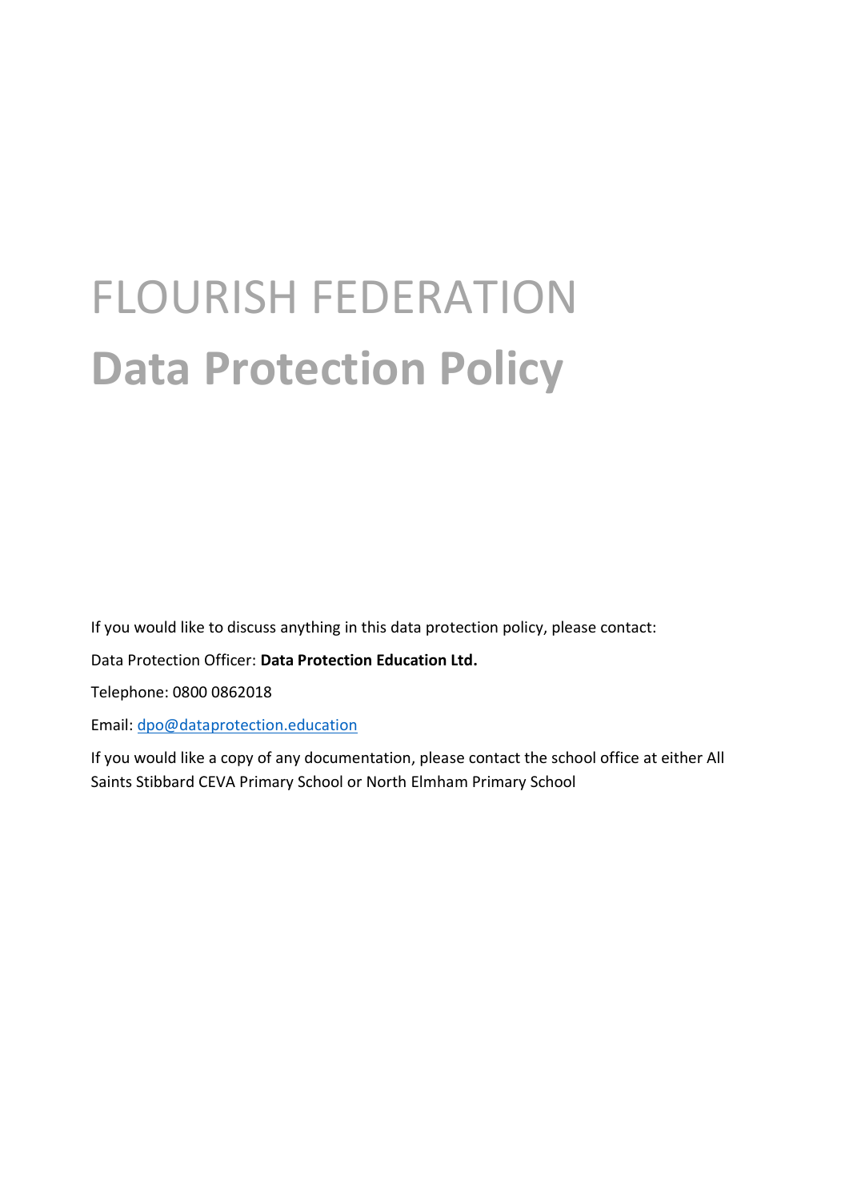# FLOURISH FEDERATION

# **Data Protection Policy**

If you would like to discuss anything in this data protection policy, please contact:

Data Protection Officer: **Data Protection Education Ltd.**

Telephone: 0800 0862018

Email: dpo@dataprotection.education

If you would like a copy of any documentation, please contact the school office at either All Saints Stibbard CEVA Primary School or North Elmham Primary School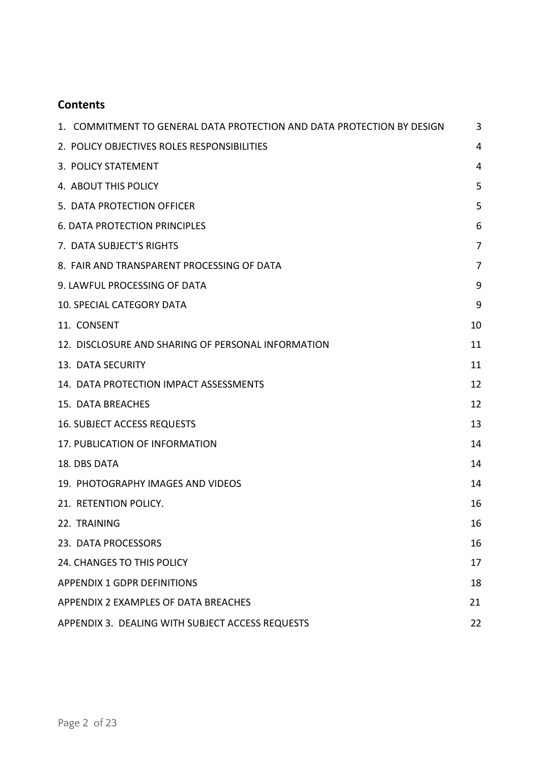## Contents

| | |
|---|---|
| 1. COMMITMENT TO GENERAL DATA PROTECTION AND DATA PROTECTION BY DESIGN | 3 |
| 2. POLICY OBJECTIVES ROLES RESPONSIBILITIES | 4 |
| 3. POLICY STATEMENT | 4 |
| 4. ABOUT THIS POLICY | 5 |
| 5. DATA PROTECTION OFFICER | 5 |
| 6. DATA PROTECTION PRINCIPLES | 6 |
| 7. DATA SUBJECT'S RIGHTS | 7 |
| 8. FAIR AND TRANSPARENT PROCESSING OF DATA | 7 |
| 9. LAWFUL PROCESSING OF DATA | 9 |
| 10. SPECIAL CATEGORY DATA | 9 |
| 11. CONSENT | 10 |
| 12. DISCLOSURE AND SHARING OF PERSONAL INFORMATION | 11 |
| 13. DATA SECURITY | 11 |
| 14. DATA PROTECTION IMPACT ASSESSMENTS | 12 |
| 15. DATA BREACHES | 12 |
| 16. SUBJECT ACCESS REQUESTS | 13 |
| 17. PUBLICATION OF INFORMATION | 14 |
| 18. DBS DATA | 14 |
| 19. PHOTOGRAPHY IMAGES AND VIDEOS | 14 |
| 21. RETENTION POLICY. | 16 |
| 22. TRAINING | 16 |
| 23. DATA PROCESSORS | 16 |
| 24. CHANGES TO THIS POLICY | 17 |
| APPENDIX 1 GDPR DEFINITIONS | 18 |
| APPENDIX 2 EXAMPLES OF DATA BREACHES | 21 |
| APPENDIX 3. DEALING WITH SUBJECT ACCESS REQUESTS | 22 |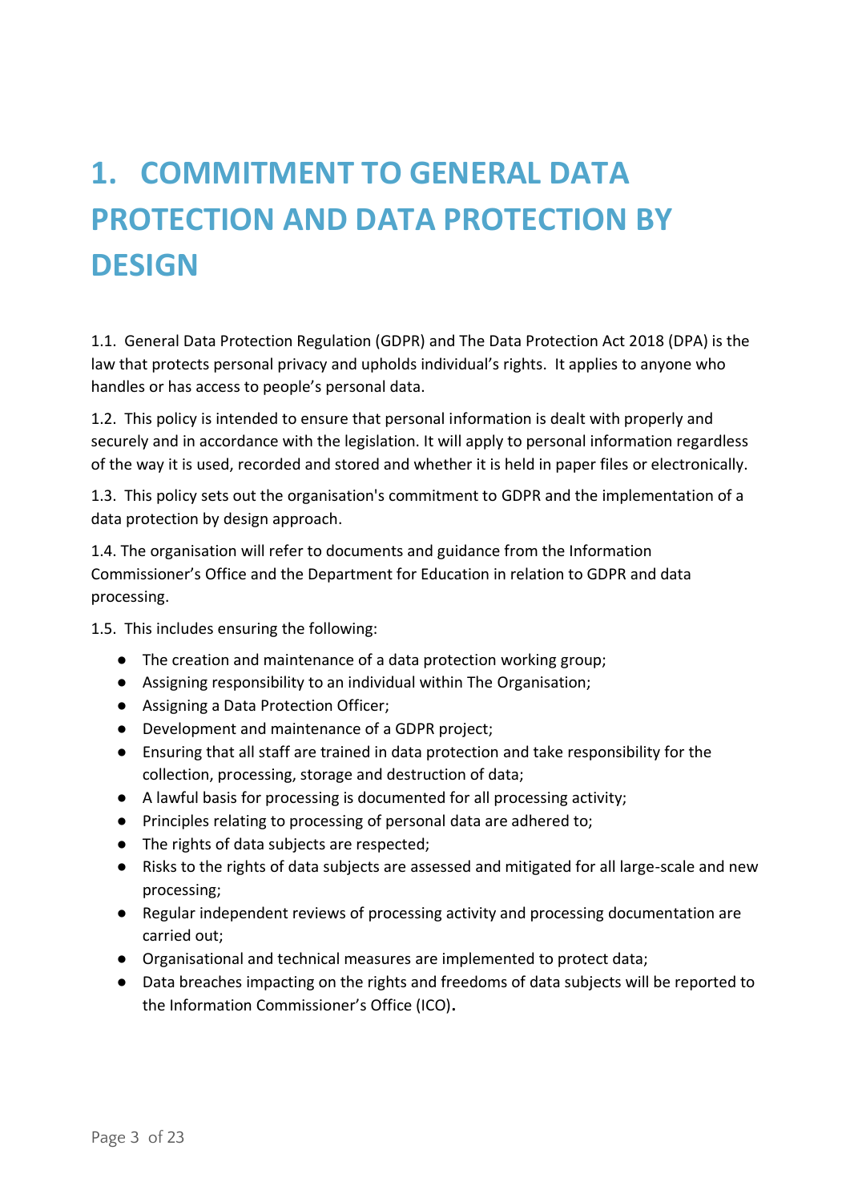# 1. COMMITMENT TO GENERAL DATA PROTECTION AND DATA PROTECTION BY DESIGN

1.1. General Data Protection Regulation (GDPR) and The Data Protection Act 2018 (DPA) is the law that protects personal privacy and upholds individual's rights. It applies to anyone who handles or has access to people's personal data.

1.2. This policy is intended to ensure that personal information is dealt with properly and securely and in accordance with the legislation. It will apply to personal information regardless of the way it is used, recorded and stored and whether it is held in paper files or electronically.

1.3. This policy sets out the organisation's commitment to GDPR and the implementation of a data protection by design approach.

1.4. The organisation will refer to documents and guidance from the Information Commissioner's Office and the Department for Education in relation to GDPR and data processing.

1.5. This includes ensuring the following:

- The creation and maintenance of a data protection working group;
- Assigning responsibility to an individual within The Organisation;
- Assigning a Data Protection Officer;
- Development and maintenance of a GDPR project;
- Ensuring that all staff are trained in data protection and take responsibility for the collection, processing, storage and destruction of data;
- A lawful basis for processing is documented for all processing activity;
- Principles relating to processing of personal data are adhered to;
- The rights of data subjects are respected;
- Risks to the rights of data subjects are assessed and mitigated for all large-scale and new processing;
- Regular independent reviews of processing activity and processing documentation are carried out;
- Organisational and technical measures are implemented to protect data;
- Data breaches impacting on the rights and freedoms of data subjects will be reported to the Information Commissioner's Office (ICO).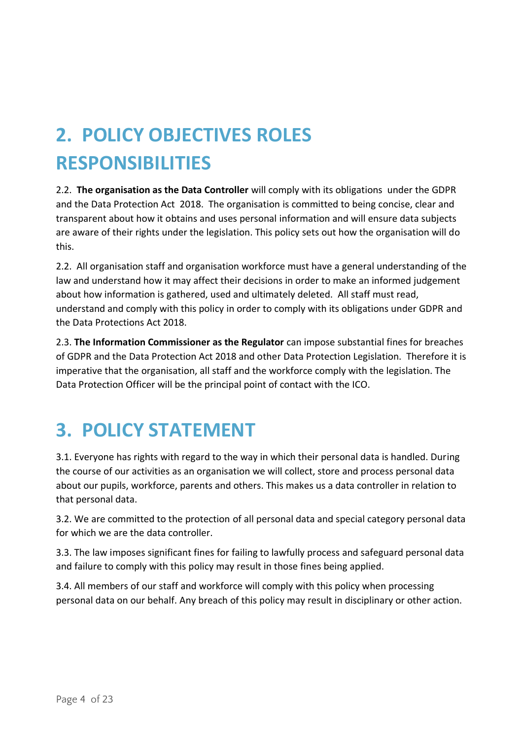# 2. POLICY OBJECTIVES ROLES RESPONSIBILITIES

2.2. **The organisation as the Data Controller** will comply with its obligations under the GDPR and the Data Protection Act 2018. The organisation is committed to being concise, clear and transparent about how it obtains and uses personal information and will ensure data subjects are aware of their rights under the legislation. This policy sets out how the organisation will do this.

2.2. All organisation staff and organisation workforce must have a general understanding of the law and understand how it may affect their decisions in order to make an informed judgement about how information is gathered, used and ultimately deleted. All staff must read, understand and comply with this policy in order to comply with its obligations under GDPR and the Data Protections Act 2018.

2.3. **The Information Commissioner as the Regulator** can impose substantial fines for breaches of GDPR and the Data Protection Act 2018 and other Data Protection Legislation. Therefore it is imperative that the organisation, all staff and the workforce comply with the legislation. The Data Protection Officer will be the principal point of contact with the ICO.

# 3. POLICY STATEMENT

3.1. Everyone has rights with regard to the way in which their personal data is handled. During the course of our activities as an organisation we will collect, store and process personal data about our pupils, workforce, parents and others. This makes us a data controller in relation to that personal data.

3.2. We are committed to the protection of all personal data and special category personal data for which we are the data controller.

3.3. The law imposes significant fines for failing to lawfully process and safeguard personal data and failure to comply with this policy may result in those fines being applied.

3.4. All members of our staff and workforce will comply with this policy when processing personal data on our behalf. Any breach of this policy may result in disciplinary or other action.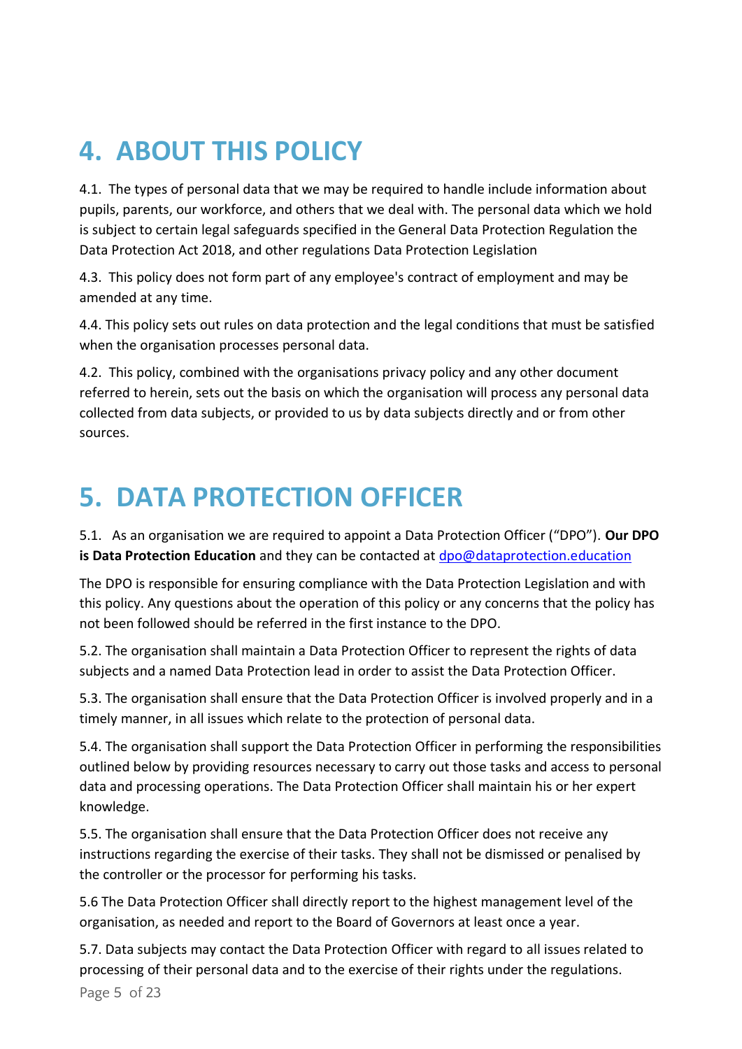# 4. ABOUT THIS POLICY

4.1. The types of personal data that we may be required to handle include information about pupils, parents, our workforce, and others that we deal with. The personal data which we hold is subject to certain legal safeguards specified in the General Data Protection Regulation the Data Protection Act 2018, and other regulations Data Protection Legislation

4.3. This policy does not form part of any employee's contract of employment and may be amended at any time.

4.4. This policy sets out rules on data protection and the legal conditions that must be satisfied when the organisation processes personal data.

4.2. This policy, combined with the organisations privacy policy and any other document referred to herein, sets out the basis on which the organisation will process any personal data collected from data subjects, or provided to us by data subjects directly and or from other sources.

# 5. DATA PROTECTION OFFICER

5.1. As an organisation we are required to appoint a Data Protection Officer ("DPO"). **Our DPO is Data Protection Education** and they can be contacted at dpo@dataprotection.education

The DPO is responsible for ensuring compliance with the Data Protection Legislation and with this policy. Any questions about the operation of this policy or any concerns that the policy has not been followed should be referred in the first instance to the DPO.

5.2. The organisation shall maintain a Data Protection Officer to represent the rights of data subjects and a named Data Protection lead in order to assist the Data Protection Officer.

5.3. The organisation shall ensure that the Data Protection Officer is involved properly and in a timely manner, in all issues which relate to the protection of personal data.

5.4. The organisation shall support the Data Protection Officer in performing the responsibilities outlined below by providing resources necessary to carry out those tasks and access to personal data and processing operations. The Data Protection Officer shall maintain his or her expert knowledge.

5.5. The organisation shall ensure that the Data Protection Officer does not receive any instructions regarding the exercise of their tasks. They shall not be dismissed or penalised by the controller or the processor for performing his tasks.

5.6 The Data Protection Officer shall directly report to the highest management level of the organisation, as needed and report to the Board of Governors at least once a year.

5.7. Data subjects may contact the Data Protection Officer with regard to all issues related to processing of their personal data and to the exercise of their rights under the regulations.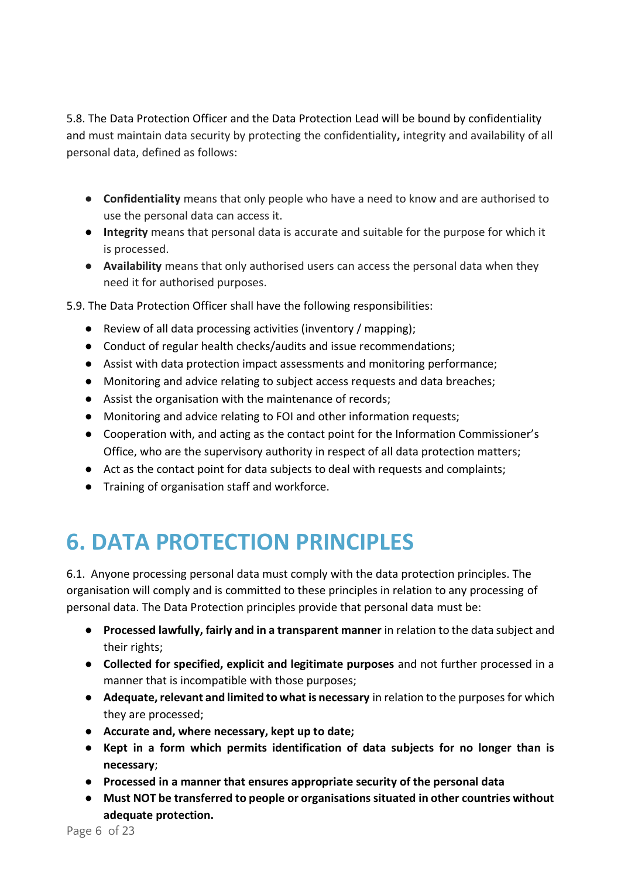5.8. The Data Protection Officer and the Data Protection Lead will be bound by confidentiality and must maintain data security by protecting the confidentiality**,** integrity and availability of all personal data, defined as follows:

- **Confidentiality** means that only people who have a need to know and are authorised to use the personal data can access it.
- **Integrity** means that personal data is accurate and suitable for the purpose for which it is processed.
- **Availability** means that only authorised users can access the personal data when they need it for authorised purposes.

5.9. The Data Protection Officer shall have the following responsibilities:

- Review of all data processing activities (inventory / mapping);
- Conduct of regular health checks/audits and issue recommendations;
- Assist with data protection impact assessments and monitoring performance;
- Monitoring and advice relating to subject access requests and data breaches;
- Assist the organisation with the maintenance of records;
- Monitoring and advice relating to FOI and other information requests;
- Cooperation with, and acting as the contact point for the Information Commissioner's Office, who are the supervisory authority in respect of all data protection matters;
- Act as the contact point for data subjects to deal with requests and complaints;
- Training of organisation staff and workforce.

# 6. DATA PROTECTION PRINCIPLES

6.1. Anyone processing personal data must comply with the data protection principles. The organisation will comply and is committed to these principles in relation to any processing of personal data. The Data Protection principles provide that personal data must be:

- **Processed lawfully, fairly and in a transparent manner** in relation to the data subject and their rights;
- **Collected for specified, explicit and legitimate purposes** and not further processed in a manner that is incompatible with those purposes;
- **Adequate, relevant and limited to what is necessary** in relation to the purposes for which they are processed;
- **Accurate and, where necessary, kept up to date;**
- **Kept in a form which permits identification of data subjects for no longer than is necessary**;
- **Processed in a manner that ensures appropriate security of the personal data**
- **Must NOT be transferred to people or organisations situated in other countries without adequate protection.**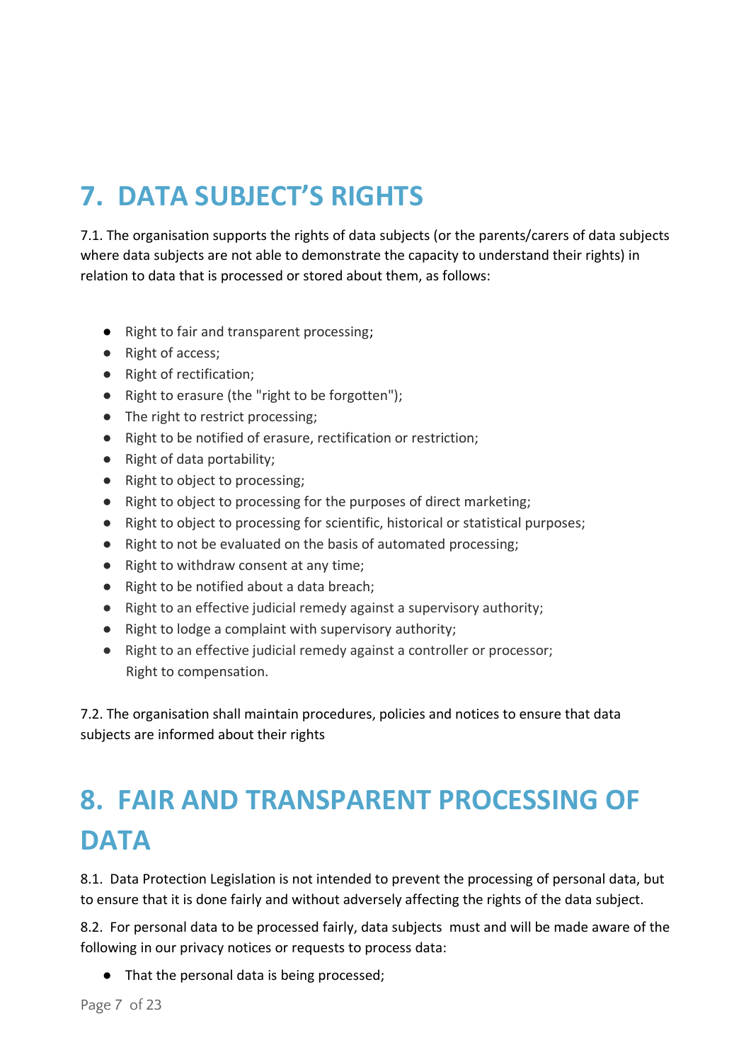# 7. DATA SUBJECT'S RIGHTS

7.1. The organisation supports the rights of data subjects (or the parents/carers of data subjects where data subjects are not able to demonstrate the capacity to understand their rights) in relation to data that is processed or stored about them, as follows:

- Right to fair and transparent processing;
- Right of access;
- Right of rectification;
- Right to erasure (the "right to be forgotten");
- The right to restrict processing;
- Right to be notified of erasure, rectification or restriction;
- Right of data portability;
- Right to object to processing;
- Right to object to processing for the purposes of direct marketing;
- Right to object to processing for scientific, historical or statistical purposes;
- Right to not be evaluated on the basis of automated processing;
- Right to withdraw consent at any time;
- Right to be notified about a data breach;
- Right to an effective judicial remedy against a supervisory authority;
- Right to lodge a complaint with supervisory authority;
- Right to an effective judicial remedy against a controller or processor;
  Right to compensation.

7.2. The organisation shall maintain procedures, policies and notices to ensure that data subjects are informed about their rights

# 8. FAIR AND TRANSPARENT PROCESSING OF DATA

8.1. Data Protection Legislation is not intended to prevent the processing of personal data, but to ensure that it is done fairly and without adversely affecting the rights of the data subject.

8.2. For personal data to be processed fairly, data subjects must and will be made aware of the following in our privacy notices or requests to process data:

- That the personal data is being processed;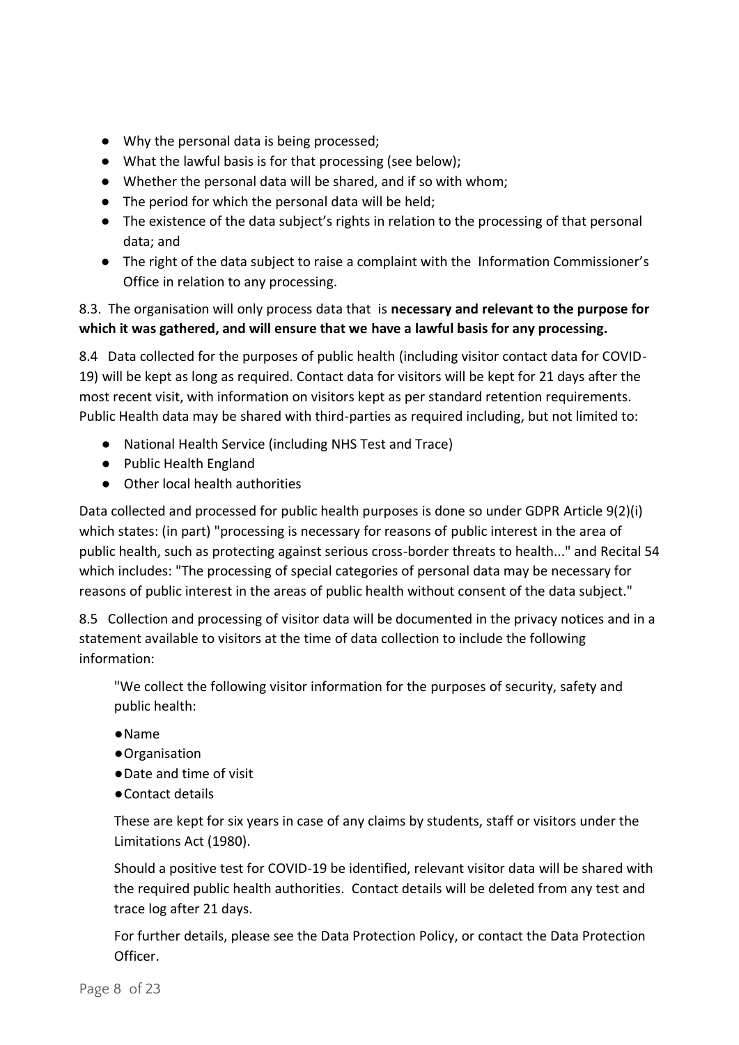- Why the personal data is being processed;
- What the lawful basis is for that processing (see below);
- Whether the personal data will be shared, and if so with whom;
- The period for which the personal data will be held;
- The existence of the data subject's rights in relation to the processing of that personal data; and
- The right of the data subject to raise a complaint with the Information Commissioner's Office in relation to any processing.

8.3. The organisation will only process data that is **necessary and relevant to the purpose for which it was gathered, and will ensure that we have a lawful basis for any processing.**

8.4 Data collected for the purposes of public health (including visitor contact data for COVID-19) will be kept as long as required. Contact data for visitors will be kept for 21 days after the most recent visit, with information on visitors kept as per standard retention requirements. Public Health data may be shared with third-parties as required including, but not limited to:

- National Health Service (including NHS Test and Trace)
- Public Health England
- Other local health authorities

Data collected and processed for public health purposes is done so under GDPR Article 9(2)(i) which states: (in part) "processing is necessary for reasons of public interest in the area of public health, such as protecting against serious cross-border threats to health..." and Recital 54 which includes: "The processing of special categories of personal data may be necessary for reasons of public interest in the areas of public health without consent of the data subject."

8.5 Collection and processing of visitor data will be documented in the privacy notices and in a statement available to visitors at the time of data collection to include the following information:

> "We collect the following visitor information for the purposes of security, safety and public health:
>
> - Name
> - Organisation
> - Date and time of visit
> - Contact details
>
> These are kept for six years in case of any claims by students, staff or visitors under the Limitations Act (1980).
>
> Should a positive test for COVID-19 be identified, relevant visitor data will be shared with the required public health authorities. Contact details will be deleted from any test and trace log after 21 days.
>
> For further details, please see the Data Protection Policy, or contact the Data Protection Officer.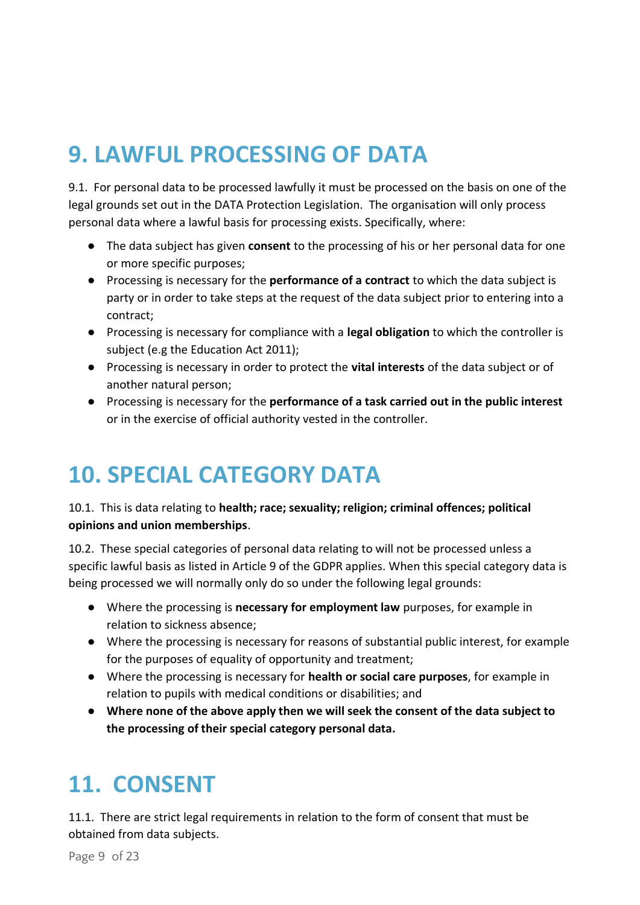# 9. LAWFUL PROCESSING OF DATA

9.1. For personal data to be processed lawfully it must be processed on the basis on one of the legal grounds set out in the DATA Protection Legislation. The organisation will only process personal data where a lawful basis for processing exists. Specifically, where:

- The data subject has given **consent** to the processing of his or her personal data for one or more specific purposes;
- Processing is necessary for the **performance of a contract** to which the data subject is party or in order to take steps at the request of the data subject prior to entering into a contract;
- Processing is necessary for compliance with a **legal obligation** to which the controller is subject (e.g the Education Act 2011);
- Processing is necessary in order to protect the **vital interests** of the data subject or of another natural person;
- Processing is necessary for the **performance of a task carried out in the public interest** or in the exercise of official authority vested in the controller.

# 10. SPECIAL CATEGORY DATA

10.1. This is data relating to **health; race; sexuality; religion; criminal offences; political opinions and union memberships**.

10.2. These special categories of personal data relating to will not be processed unless a specific lawful basis as listed in Article 9 of the GDPR applies. When this special category data is being processed we will normally only do so under the following legal grounds:

- Where the processing is **necessary for employment law** purposes, for example in relation to sickness absence;
- Where the processing is necessary for reasons of substantial public interest, for example for the purposes of equality of opportunity and treatment;
- Where the processing is necessary for **health or social care purposes**, for example in relation to pupils with medical conditions or disabilities; and
- **Where none of the above apply then we will seek the consent of the data subject to the processing of their special category personal data.**

# 11. CONSENT

11.1. There are strict legal requirements in relation to the form of consent that must be obtained from data subjects.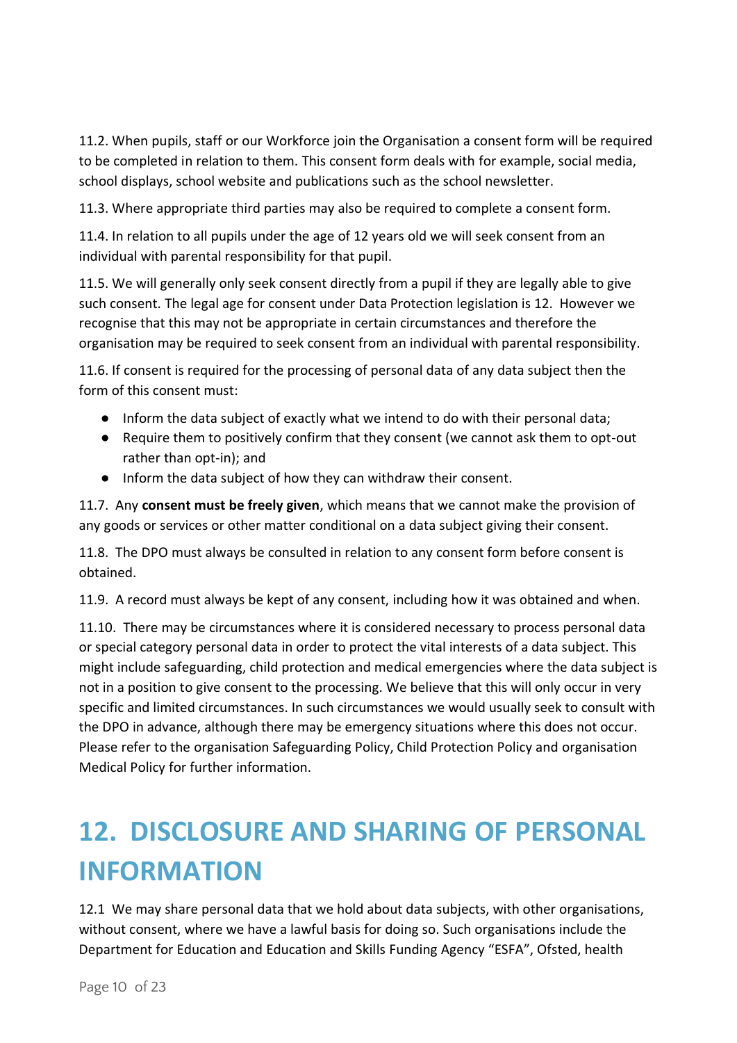11.2. When pupils, staff or our Workforce join the Organisation a consent form will be required to be completed in relation to them. This consent form deals with for example, social media, school displays, school website and publications such as the school newsletter.

11.3. Where appropriate third parties may also be required to complete a consent form.

11.4. In relation to all pupils under the age of 12 years old we will seek consent from an individual with parental responsibility for that pupil.

11.5. We will generally only seek consent directly from a pupil if they are legally able to give such consent. The legal age for consent under Data Protection legislation is 12. However we recognise that this may not be appropriate in certain circumstances and therefore the organisation may be required to seek consent from an individual with parental responsibility.

11.6. If consent is required for the processing of personal data of any data subject then the form of this consent must:

- Inform the data subject of exactly what we intend to do with their personal data;
- Require them to positively confirm that they consent (we cannot ask them to opt-out rather than opt-in); and
- Inform the data subject of how they can withdraw their consent.

11.7. Any **consent must be freely given**, which means that we cannot make the provision of any goods or services or other matter conditional on a data subject giving their consent.

11.8. The DPO must always be consulted in relation to any consent form before consent is obtained.

11.9. A record must always be kept of any consent, including how it was obtained and when.

11.10. There may be circumstances where it is considered necessary to process personal data or special category personal data in order to protect the vital interests of a data subject. This might include safeguarding, child protection and medical emergencies where the data subject is not in a position to give consent to the processing. We believe that this will only occur in very specific and limited circumstances. In such circumstances we would usually seek to consult with the DPO in advance, although there may be emergency situations where this does not occur. Please refer to the organisation Safeguarding Policy, Child Protection Policy and organisation Medical Policy for further information.

# 12. DISCLOSURE AND SHARING OF PERSONAL INFORMATION

12.1 We may share personal data that we hold about data subjects, with other organisations, without consent, where we have a lawful basis for doing so. Such organisations include the Department for Education and Education and Skills Funding Agency "ESFA", Ofsted, health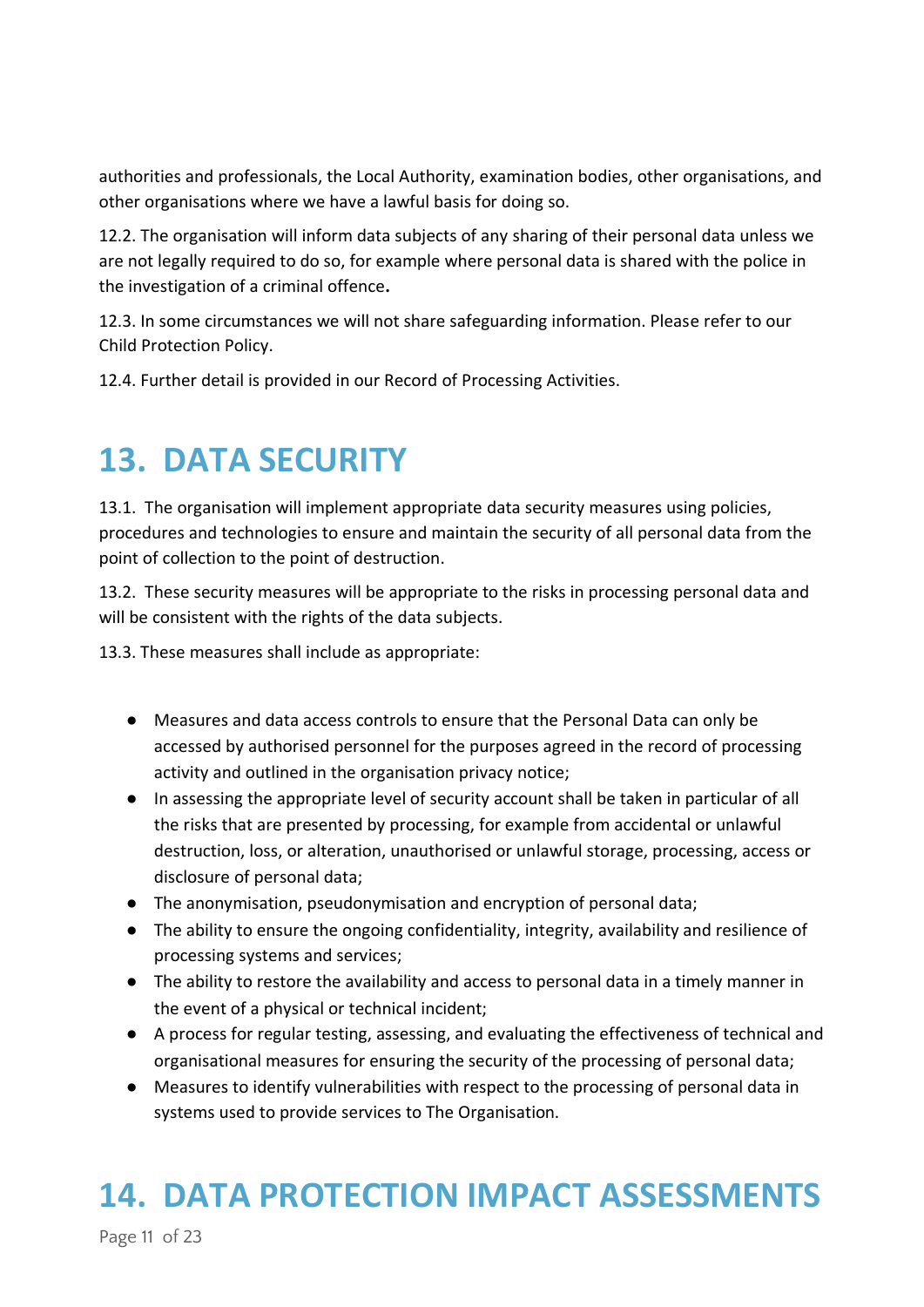authorities and professionals, the Local Authority, examination bodies, other organisations, and other organisations where we have a lawful basis for doing so.

12.2. The organisation will inform data subjects of any sharing of their personal data unless we are not legally required to do so, for example where personal data is shared with the police in the investigation of a criminal offence**.**

12.3. In some circumstances we will not share safeguarding information. Please refer to our Child Protection Policy.

12.4. Further detail is provided in our Record of Processing Activities.

# 13. DATA SECURITY

13.1. The organisation will implement appropriate data security measures using policies, procedures and technologies to ensure and maintain the security of all personal data from the point of collection to the point of destruction.

13.2. These security measures will be appropriate to the risks in processing personal data and will be consistent with the rights of the data subjects.

13.3. These measures shall include as appropriate:

- Measures and data access controls to ensure that the Personal Data can only be accessed by authorised personnel for the purposes agreed in the record of processing activity and outlined in the organisation privacy notice;
- In assessing the appropriate level of security account shall be taken in particular of all the risks that are presented by processing, for example from accidental or unlawful destruction, loss, or alteration, unauthorised or unlawful storage, processing, access or disclosure of personal data;
- The anonymisation, pseudonymisation and encryption of personal data;
- The ability to ensure the ongoing confidentiality, integrity, availability and resilience of processing systems and services;
- The ability to restore the availability and access to personal data in a timely manner in the event of a physical or technical incident;
- A process for regular testing, assessing, and evaluating the effectiveness of technical and organisational measures for ensuring the security of the processing of personal data;
- Measures to identify vulnerabilities with respect to the processing of personal data in systems used to provide services to The Organisation.

# 14. DATA PROTECTION IMPACT ASSESSMENTS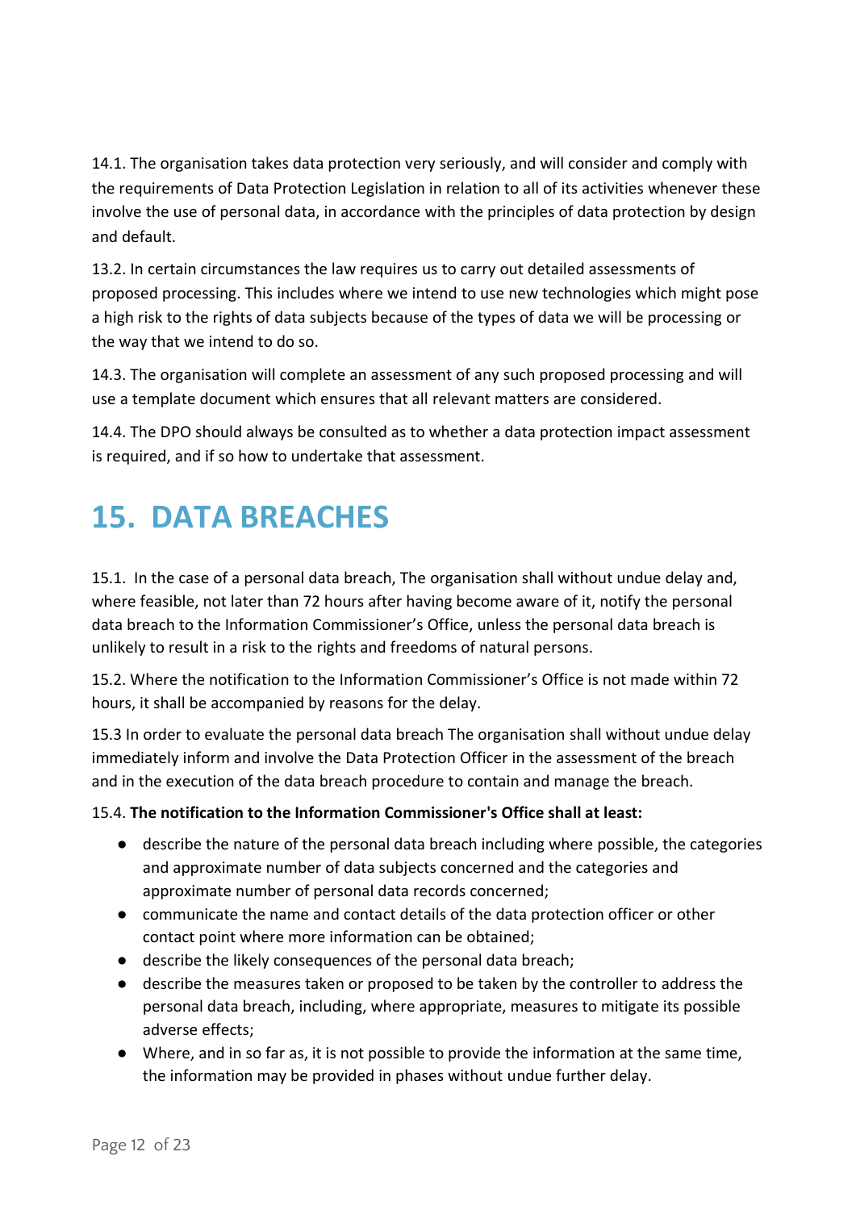14.1. The organisation takes data protection very seriously, and will consider and comply with the requirements of Data Protection Legislation in relation to all of its activities whenever these involve the use of personal data, in accordance with the principles of data protection by design and default.

13.2. In certain circumstances the law requires us to carry out detailed assessments of proposed processing. This includes where we intend to use new technologies which might pose a high risk to the rights of data subjects because of the types of data we will be processing or the way that we intend to do so.

14.3. The organisation will complete an assessment of any such proposed processing and will use a template document which ensures that all relevant matters are considered.

14.4. The DPO should always be consulted as to whether a data protection impact assessment is required, and if so how to undertake that assessment.

# 15. DATA BREACHES

15.1. In the case of a personal data breach, The organisation shall without undue delay and, where feasible, not later than 72 hours after having become aware of it, notify the personal data breach to the Information Commissioner's Office, unless the personal data breach is unlikely to result in a risk to the rights and freedoms of natural persons.

15.2. Where the notification to the Information Commissioner's Office is not made within 72 hours, it shall be accompanied by reasons for the delay.

15.3 In order to evaluate the personal data breach The organisation shall without undue delay immediately inform and involve the Data Protection Officer in the assessment of the breach and in the execution of the data breach procedure to contain and manage the breach.

15.4. **The notification to the Information Commissioner's Office shall at least:**

- describe the nature of the personal data breach including where possible, the categories and approximate number of data subjects concerned and the categories and approximate number of personal data records concerned;
- communicate the name and contact details of the data protection officer or other contact point where more information can be obtained;
- describe the likely consequences of the personal data breach;
- describe the measures taken or proposed to be taken by the controller to address the personal data breach, including, where appropriate, measures to mitigate its possible adverse effects;
- Where, and in so far as, it is not possible to provide the information at the same time, the information may be provided in phases without undue further delay.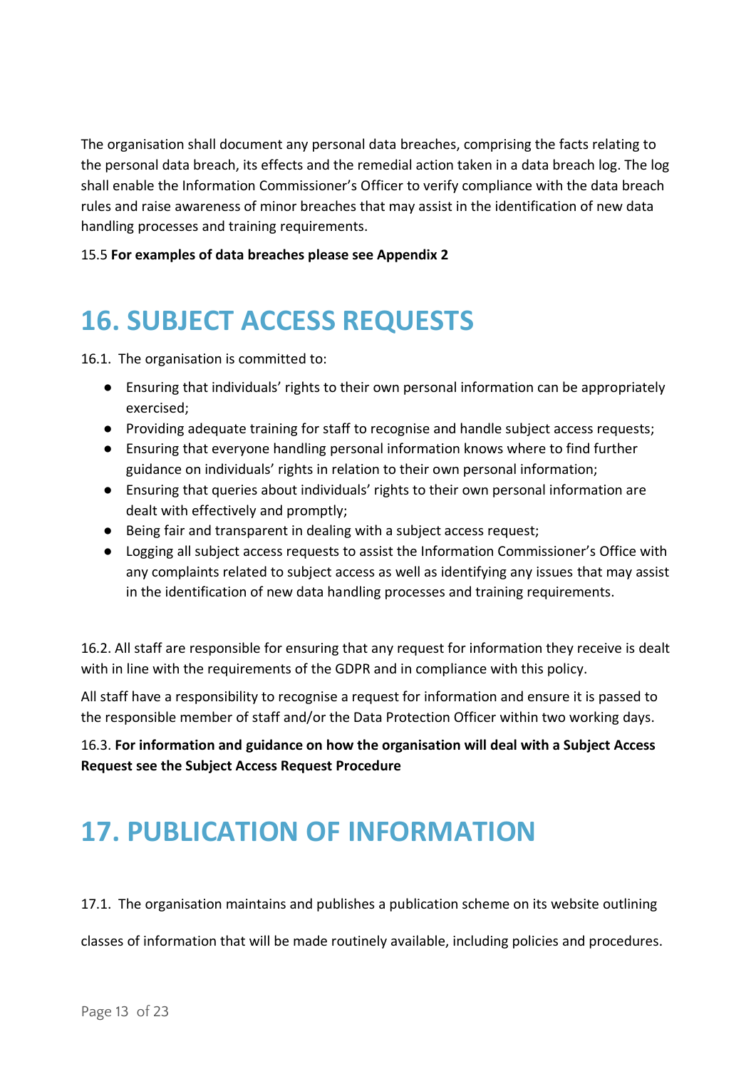The organisation shall document any personal data breaches, comprising the facts relating to the personal data breach, its effects and the remedial action taken in a data breach log. The log shall enable the Information Commissioner's Officer to verify compliance with the data breach rules and raise awareness of minor breaches that may assist in the identification of new data handling processes and training requirements.

15.5 **For examples of data breaches please see Appendix 2**

# 16. SUBJECT ACCESS REQUESTS

16.1. The organisation is committed to:

- Ensuring that individuals' rights to their own personal information can be appropriately exercised;
- Providing adequate training for staff to recognise and handle subject access requests;
- Ensuring that everyone handling personal information knows where to find further guidance on individuals' rights in relation to their own personal information;
- Ensuring that queries about individuals' rights to their own personal information are dealt with effectively and promptly;
- Being fair and transparent in dealing with a subject access request;
- Logging all subject access requests to assist the Information Commissioner's Office with any complaints related to subject access as well as identifying any issues that may assist in the identification of new data handling processes and training requirements.

16.2. All staff are responsible for ensuring that any request for information they receive is dealt with in line with the requirements of the GDPR and in compliance with this policy.

All staff have a responsibility to recognise a request for information and ensure it is passed to the responsible member of staff and/or the Data Protection Officer within two working days.

16.3. **For information and guidance on how the organisation will deal with a Subject Access Request see the Subject Access Request Procedure**

# 17. PUBLICATION OF INFORMATION

17.1. The organisation maintains and publishes a publication scheme on its website outlining classes of information that will be made routinely available, including policies and procedures.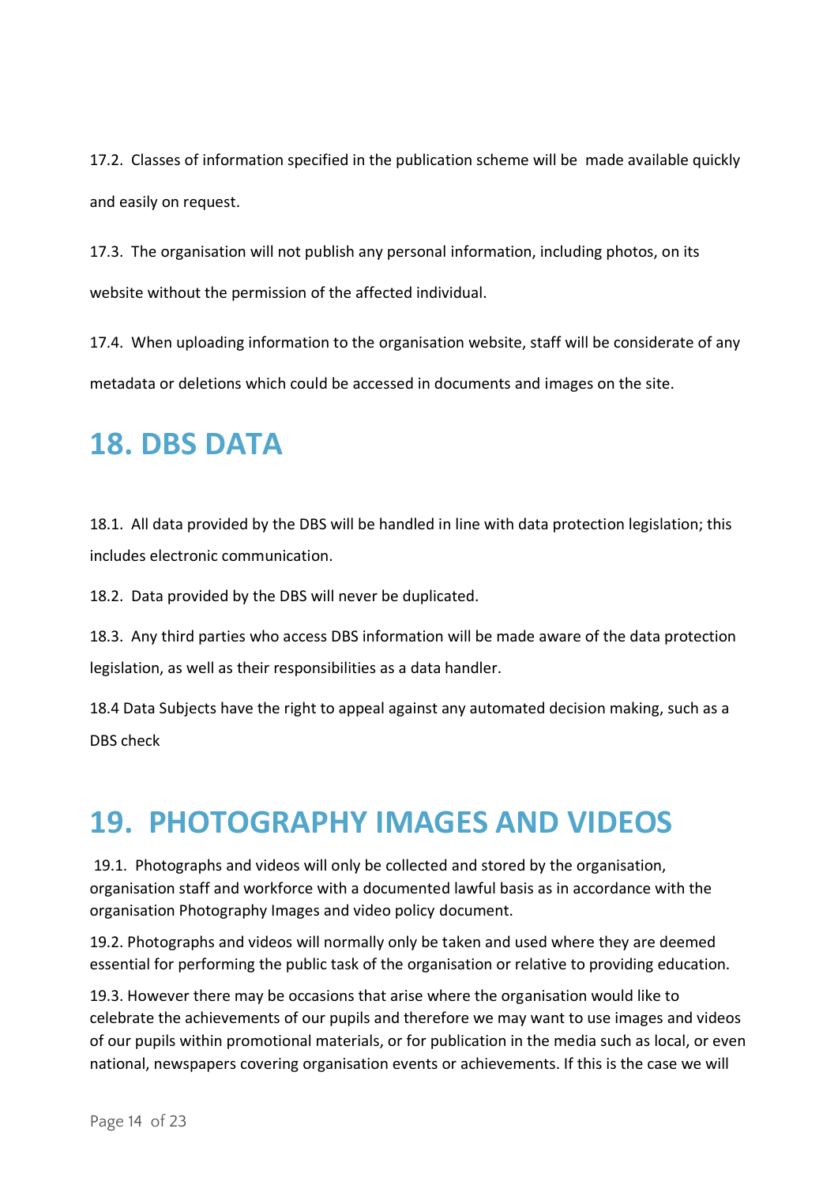17.2. Classes of information specified in the publication scheme will be made available quickly and easily on request.

17.3. The organisation will not publish any personal information, including photos, on its website without the permission of the affected individual.

17.4. When uploading information to the organisation website, staff will be considerate of any metadata or deletions which could be accessed in documents and images on the site.

# 18. DBS DATA

18.1. All data provided by the DBS will be handled in line with data protection legislation; this includes electronic communication.

18.2. Data provided by the DBS will never be duplicated.

18.3. Any third parties who access DBS information will be made aware of the data protection legislation, as well as their responsibilities as a data handler.

18.4 Data Subjects have the right to appeal against any automated decision making, such as a DBS check

# 19. PHOTOGRAPHY IMAGES AND VIDEOS

19.1. Photographs and videos will only be collected and stored by the organisation, organisation staff and workforce with a documented lawful basis as in accordance with the organisation Photography Images and video policy document.

19.2. Photographs and videos will normally only be taken and used where they are deemed essential for performing the public task of the organisation or relative to providing education.

19.3. However there may be occasions that arise where the organisation would like to celebrate the achievements of our pupils and therefore we may want to use images and videos of our pupils within promotional materials, or for publication in the media such as local, or even national, newspapers covering organisation events or achievements. If this is the case we will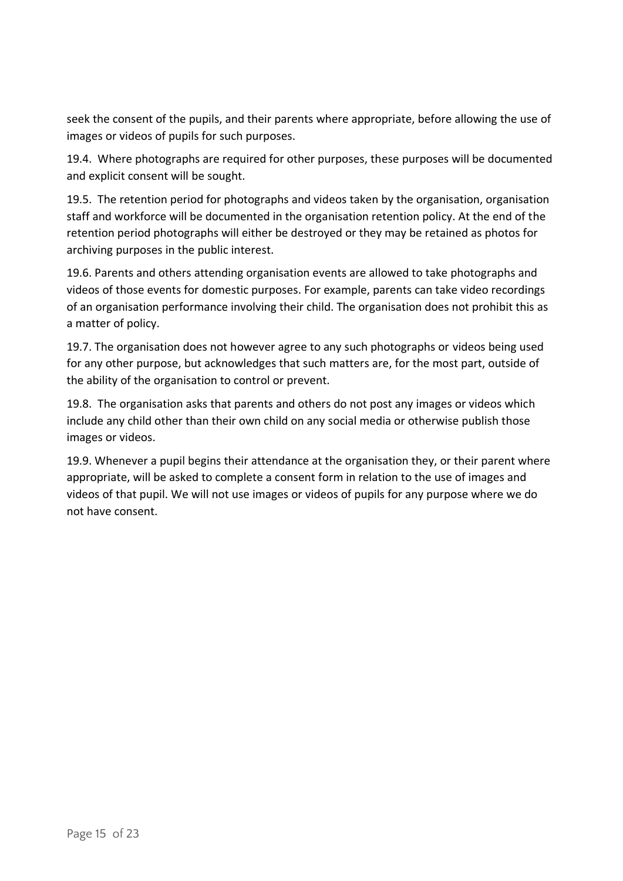seek the consent of the pupils, and their parents where appropriate, before allowing the use of images or videos of pupils for such purposes.

19.4. Where photographs are required for other purposes, these purposes will be documented and explicit consent will be sought.

19.5. The retention period for photographs and videos taken by the organisation, organisation staff and workforce will be documented in the organisation retention policy. At the end of the retention period photographs will either be destroyed or they may be retained as photos for archiving purposes in the public interest.

19.6. Parents and others attending organisation events are allowed to take photographs and videos of those events for domestic purposes. For example, parents can take video recordings of an organisation performance involving their child. The organisation does not prohibit this as a matter of policy.

19.7. The organisation does not however agree to any such photographs or videos being used for any other purpose, but acknowledges that such matters are, for the most part, outside of the ability of the organisation to control or prevent.

19.8. The organisation asks that parents and others do not post any images or videos which include any child other than their own child on any social media or otherwise publish those images or videos.

19.9. Whenever a pupil begins their attendance at the organisation they, or their parent where appropriate, will be asked to complete a consent form in relation to the use of images and videos of that pupil. We will not use images or videos of pupils for any purpose where we do not have consent.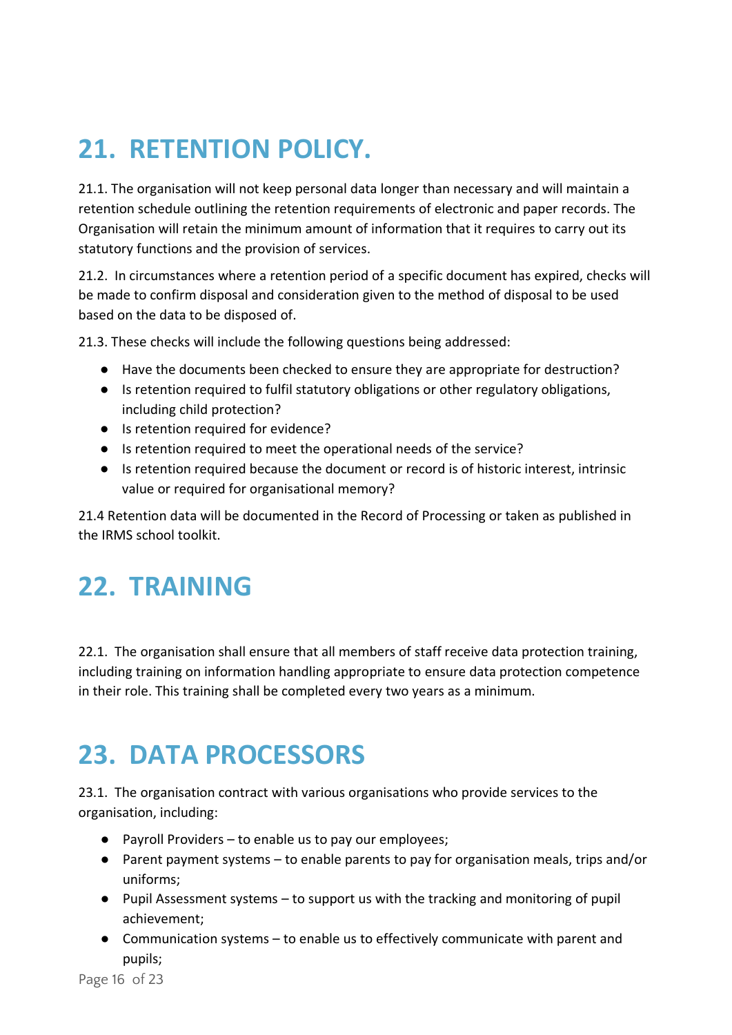# 21. RETENTION POLICY.

21.1. The organisation will not keep personal data longer than necessary and will maintain a retention schedule outlining the retention requirements of electronic and paper records. The Organisation will retain the minimum amount of information that it requires to carry out its statutory functions and the provision of services.

21.2. In circumstances where a retention period of a specific document has expired, checks will be made to confirm disposal and consideration given to the method of disposal to be used based on the data to be disposed of.

21.3. These checks will include the following questions being addressed:

- Have the documents been checked to ensure they are appropriate for destruction?
- Is retention required to fulfil statutory obligations or other regulatory obligations, including child protection?
- Is retention required for evidence?
- Is retention required to meet the operational needs of the service?
- Is retention required because the document or record is of historic interest, intrinsic value or required for organisational memory?

21.4 Retention data will be documented in the Record of Processing or taken as published in the IRMS school toolkit.

# 22. TRAINING

22.1. The organisation shall ensure that all members of staff receive data protection training, including training on information handling appropriate to ensure data protection competence in their role. This training shall be completed every two years as a minimum.

# 23. DATA PROCESSORS

23.1. The organisation contract with various organisations who provide services to the organisation, including:

- Payroll Providers – to enable us to pay our employees;
- Parent payment systems – to enable parents to pay for organisation meals, trips and/or uniforms;
- Pupil Assessment systems – to support us with the tracking and monitoring of pupil achievement;
- Communication systems – to enable us to effectively communicate with parent and pupils;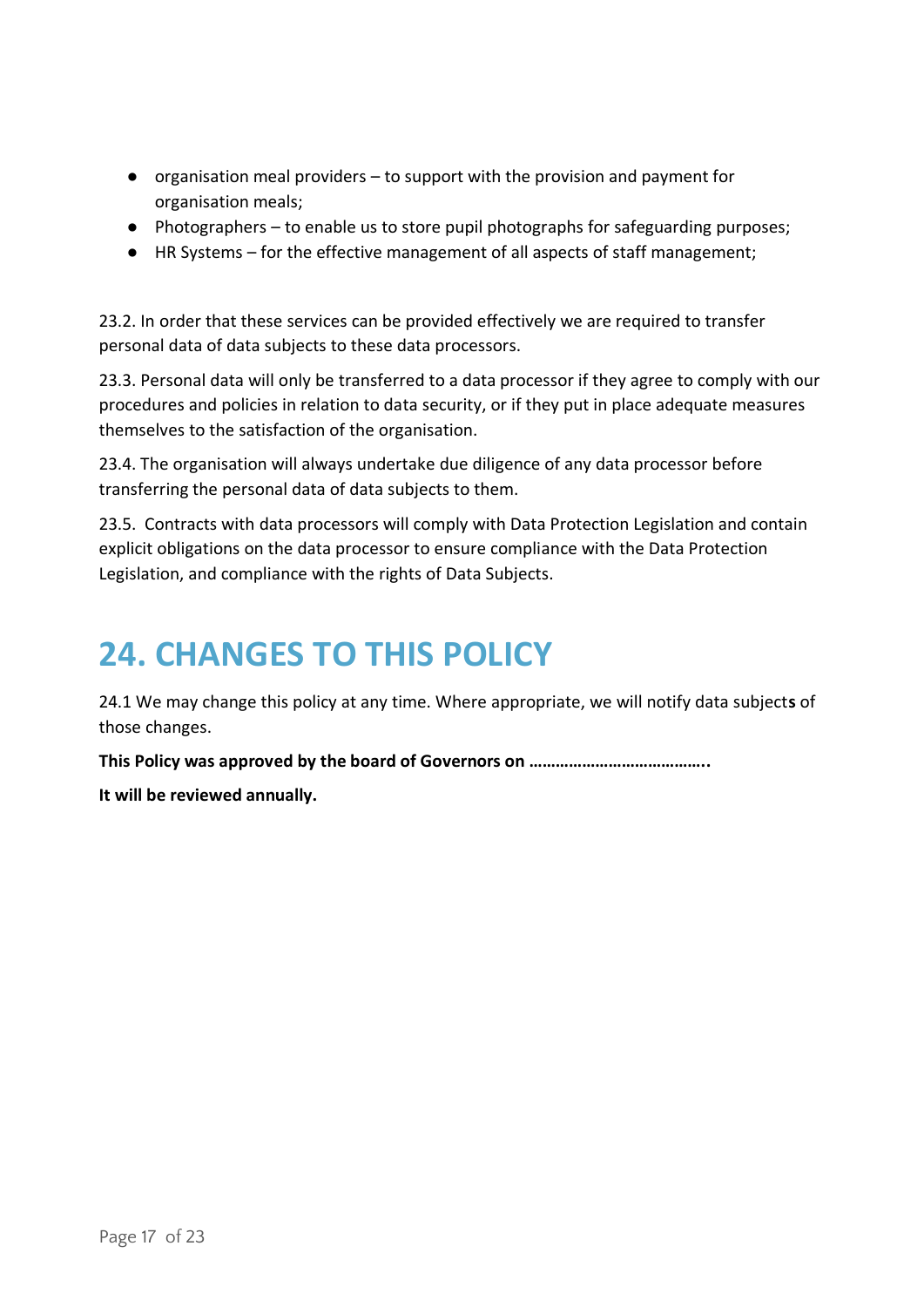- organisation meal providers – to support with the provision and payment for organisation meals;
- Photographers – to enable us to store pupil photographs for safeguarding purposes;
- HR Systems – for the effective management of all aspects of staff management;

23.2. In order that these services can be provided effectively we are required to transfer personal data of data subjects to these data processors.

23.3. Personal data will only be transferred to a data processor if they agree to comply with our procedures and policies in relation to data security, or if they put in place adequate measures themselves to the satisfaction of the organisation.

23.4. The organisation will always undertake due diligence of any data processor before transferring the personal data of data subjects to them.

23.5. Contracts with data processors will comply with Data Protection Legislation and contain explicit obligations on the data processor to ensure compliance with the Data Protection Legislation, and compliance with the rights of Data Subjects.

# 24. CHANGES TO THIS POLICY

24.1 We may change this policy at any time. Where appropriate, we will notify data subject**s** of those changes.

**This Policy was approved by the board of Governors on …………………………………..**

**It will be reviewed annually.**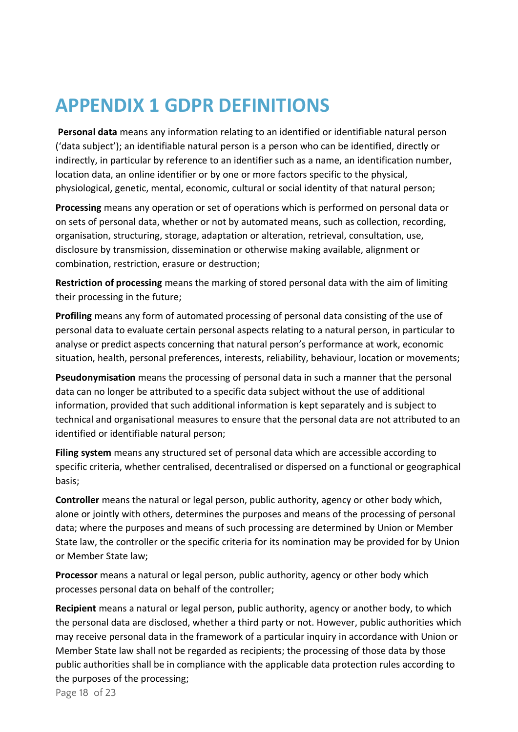# APPENDIX 1 GDPR DEFINITIONS

**Personal data** means any information relating to an identified or identifiable natural person ('data subject'); an identifiable natural person is a person who can be identified, directly or indirectly, in particular by reference to an identifier such as a name, an identification number, location data, an online identifier or by one or more factors specific to the physical, physiological, genetic, mental, economic, cultural or social identity of that natural person;

**Processing** means any operation or set of operations which is performed on personal data or on sets of personal data, whether or not by automated means, such as collection, recording, organisation, structuring, storage, adaptation or alteration, retrieval, consultation, use, disclosure by transmission, dissemination or otherwise making available, alignment or combination, restriction, erasure or destruction;

**Restriction of processing** means the marking of stored personal data with the aim of limiting their processing in the future;

**Profiling** means any form of automated processing of personal data consisting of the use of personal data to evaluate certain personal aspects relating to a natural person, in particular to analyse or predict aspects concerning that natural person's performance at work, economic situation, health, personal preferences, interests, reliability, behaviour, location or movements;

**Pseudonymisation** means the processing of personal data in such a manner that the personal data can no longer be attributed to a specific data subject without the use of additional information, provided that such additional information is kept separately and is subject to technical and organisational measures to ensure that the personal data are not attributed to an identified or identifiable natural person;

**Filing system** means any structured set of personal data which are accessible according to specific criteria, whether centralised, decentralised or dispersed on a functional or geographical basis;

**Controller** means the natural or legal person, public authority, agency or other body which, alone or jointly with others, determines the purposes and means of the processing of personal data; where the purposes and means of such processing are determined by Union or Member State law, the controller or the specific criteria for its nomination may be provided for by Union or Member State law;

**Processor** means a natural or legal person, public authority, agency or other body which processes personal data on behalf of the controller;

**Recipient** means a natural or legal person, public authority, agency or another body, to which the personal data are disclosed, whether a third party or not. However, public authorities which may receive personal data in the framework of a particular inquiry in accordance with Union or Member State law shall not be regarded as recipients; the processing of those data by those public authorities shall be in compliance with the applicable data protection rules according to the purposes of the processing;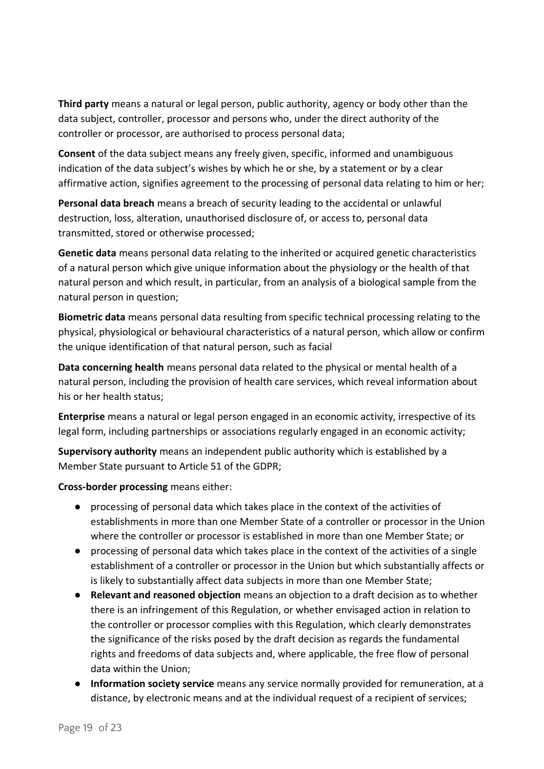**Third party** means a natural or legal person, public authority, agency or body other than the data subject, controller, processor and persons who, under the direct authority of the controller or processor, are authorised to process personal data;

**Consent** of the data subject means any freely given, specific, informed and unambiguous indication of the data subject's wishes by which he or she, by a statement or by a clear affirmative action, signifies agreement to the processing of personal data relating to him or her;

**Personal data breach** means a breach of security leading to the accidental or unlawful destruction, loss, alteration, unauthorised disclosure of, or access to, personal data transmitted, stored or otherwise processed;

**Genetic data** means personal data relating to the inherited or acquired genetic characteristics of a natural person which give unique information about the physiology or the health of that natural person and which result, in particular, from an analysis of a biological sample from the natural person in question;

**Biometric data** means personal data resulting from specific technical processing relating to the physical, physiological or behavioural characteristics of a natural person, which allow or confirm the unique identification of that natural person, such as facial

**Data concerning health** means personal data related to the physical or mental health of a natural person, including the provision of health care services, which reveal information about his or her health status;

**Enterprise** means a natural or legal person engaged in an economic activity, irrespective of its legal form, including partnerships or associations regularly engaged in an economic activity;

**Supervisory authority** means an independent public authority which is established by a Member State pursuant to Article 51 of the GDPR;

**Cross-border processing** means either:

- processing of personal data which takes place in the context of the activities of establishments in more than one Member State of a controller or processor in the Union where the controller or processor is established in more than one Member State; or
- processing of personal data which takes place in the context of the activities of a single establishment of a controller or processor in the Union but which substantially affects or is likely to substantially affect data subjects in more than one Member State;
- **Relevant and reasoned objection** means an objection to a draft decision as to whether there is an infringement of this Regulation, or whether envisaged action in relation to the controller or processor complies with this Regulation, which clearly demonstrates the significance of the risks posed by the draft decision as regards the fundamental rights and freedoms of data subjects and, where applicable, the free flow of personal data within the Union;
- **Information society service** means any service normally provided for remuneration, at a distance, by electronic means and at the individual request of a recipient of services;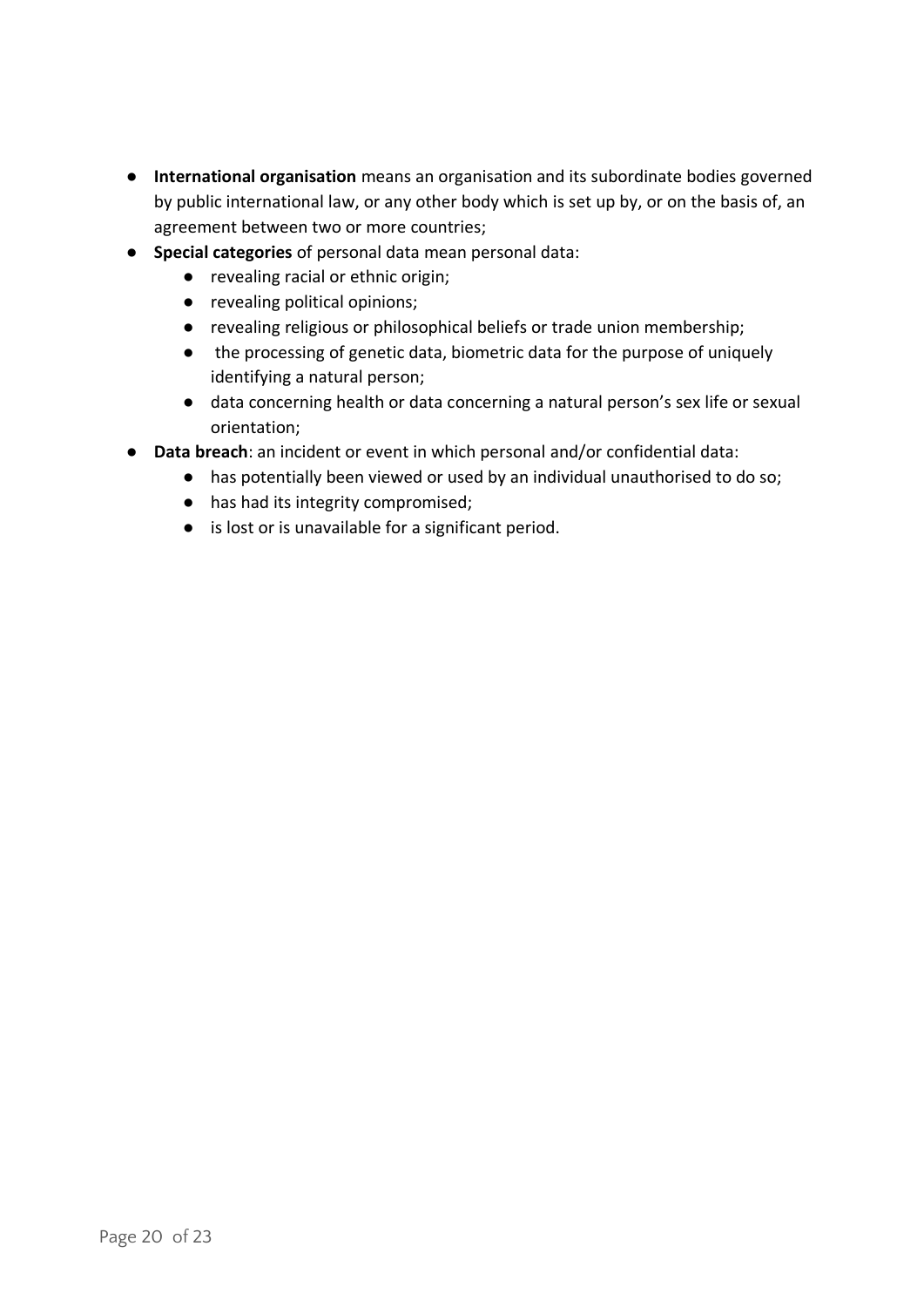- **International organisation** means an organisation and its subordinate bodies governed by public international law, or any other body which is set up by, or on the basis of, an agreement between two or more countries;
- **Special categories** of personal data mean personal data:
  - revealing racial or ethnic origin;
  - revealing political opinions;
  - revealing religious or philosophical beliefs or trade union membership;
  - the processing of genetic data, biometric data for the purpose of uniquely identifying a natural person;
  - data concerning health or data concerning a natural person's sex life or sexual orientation;
- **Data breach**: an incident or event in which personal and/or confidential data:
  - has potentially been viewed or used by an individual unauthorised to do so;
  - has had its integrity compromised;
  - is lost or is unavailable for a significant period.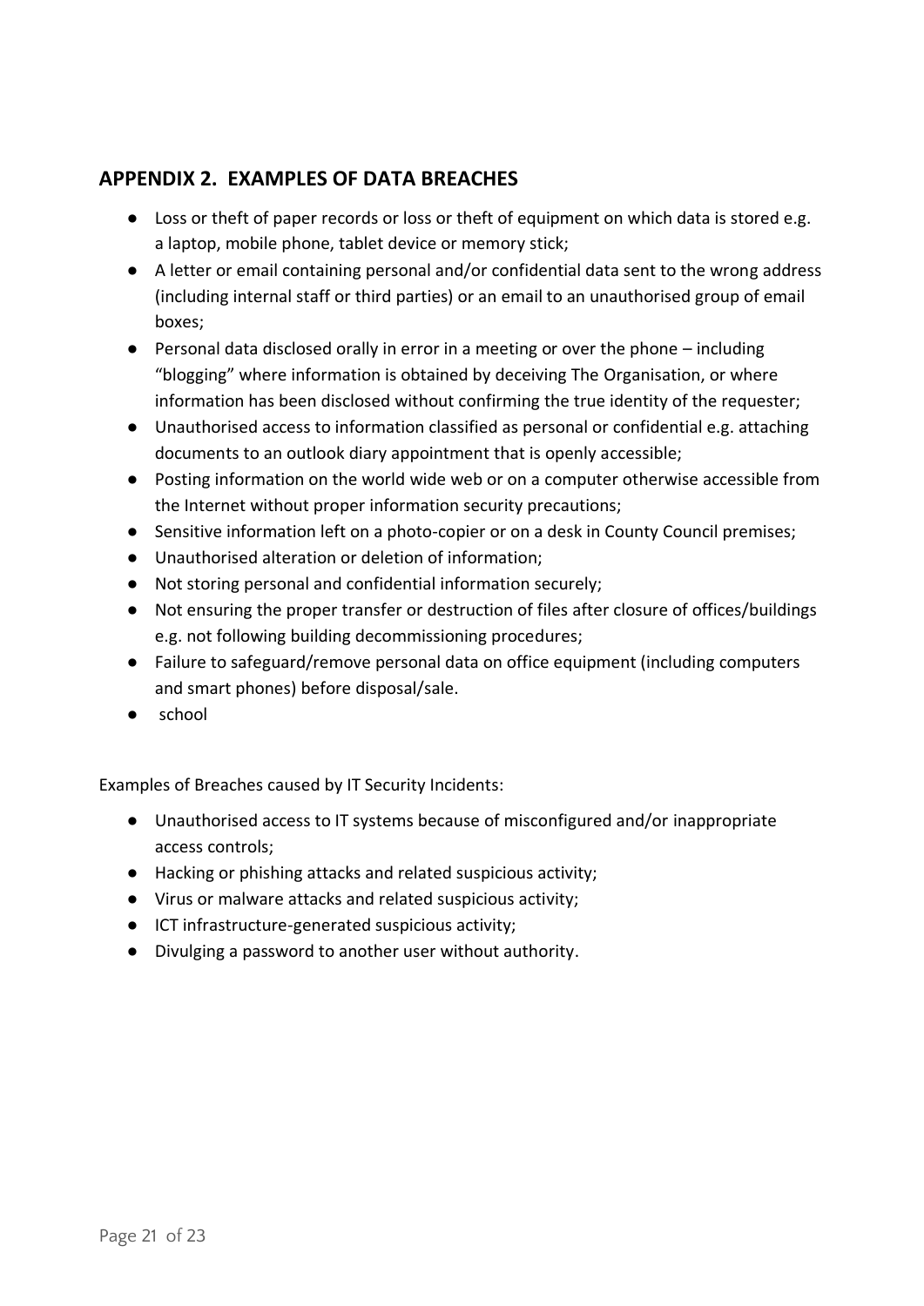## APPENDIX 2. EXAMPLES OF DATA BREACHES

- Loss or theft of paper records or loss or theft of equipment on which data is stored e.g. a laptop, mobile phone, tablet device or memory stick;
- A letter or email containing personal and/or confidential data sent to the wrong address (including internal staff or third parties) or an email to an unauthorised group of email boxes;
- Personal data disclosed orally in error in a meeting or over the phone – including "blogging" where information is obtained by deceiving The Organisation, or where information has been disclosed without confirming the true identity of the requester;
- Unauthorised access to information classified as personal or confidential e.g. attaching documents to an outlook diary appointment that is openly accessible;
- Posting information on the world wide web or on a computer otherwise accessible from the Internet without proper information security precautions;
- Sensitive information left on a photo-copier or on a desk in County Council premises;
- Unauthorised alteration or deletion of information;
- Not storing personal and confidential information securely;
- Not ensuring the proper transfer or destruction of files after closure of offices/buildings e.g. not following building decommissioning procedures;
- Failure to safeguard/remove personal data on office equipment (including computers and smart phones) before disposal/sale.
- school

Examples of Breaches caused by IT Security Incidents:

- Unauthorised access to IT systems because of misconfigured and/or inappropriate access controls;
- Hacking or phishing attacks and related suspicious activity;
- Virus or malware attacks and related suspicious activity;
- ICT infrastructure-generated suspicious activity;
- Divulging a password to another user without authority.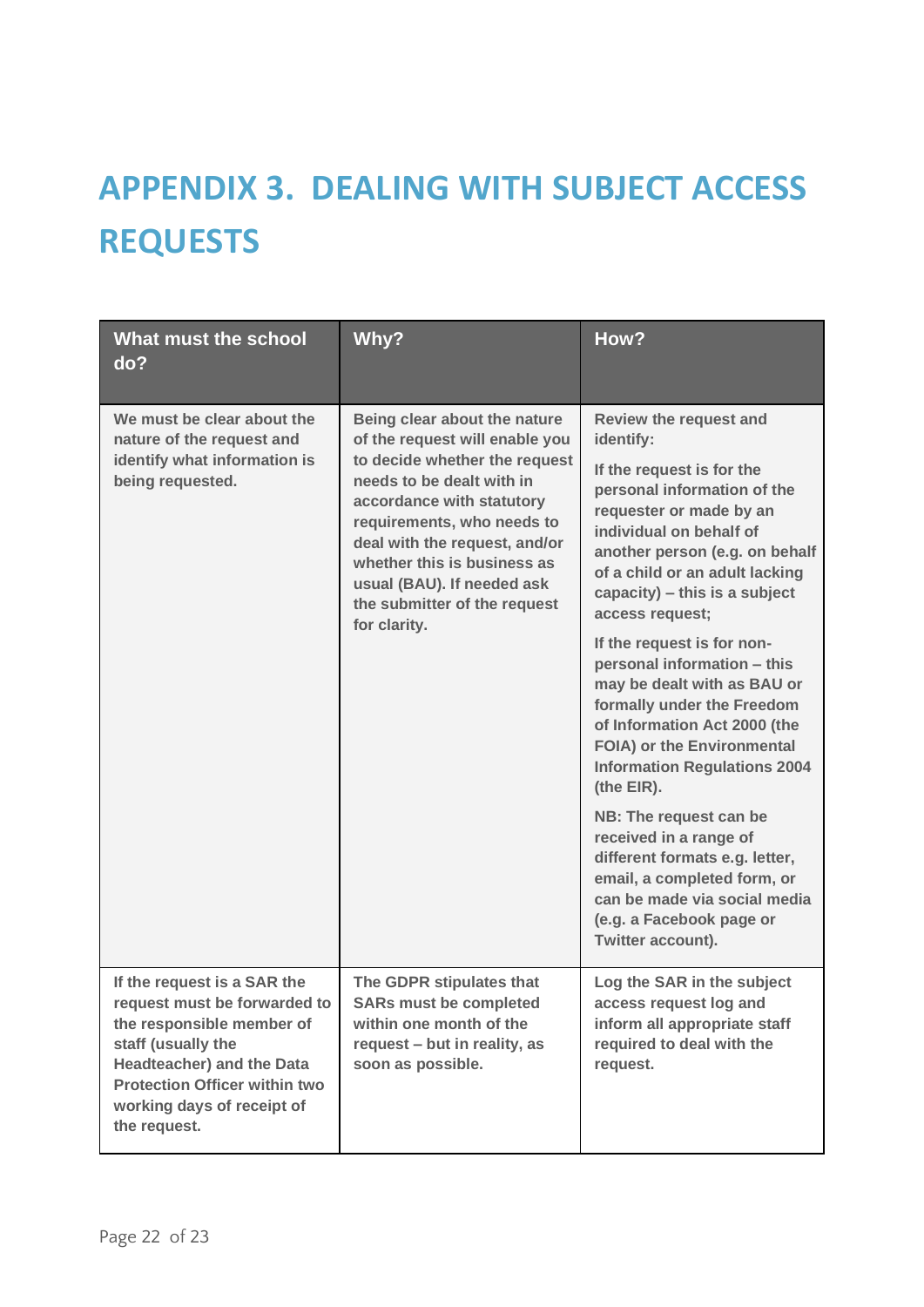# APPENDIX 3. DEALING WITH SUBJECT ACCESS REQUESTS

| What must the school do? | Why? | How? |
|---|---|---|
| We must be clear about the nature of the request and identify what information is being requested. | Being clear about the nature of the request will enable you to decide whether the request needs to be dealt with in accordance with statutory requirements, who needs to deal with the request, and/or whether this is business as usual (BAU). If needed ask the submitter of the request for clarity. | Review the request and identify:<br><br>If the request is for the personal information of the requester or made by an individual on behalf of another person (e.g. on behalf of a child or an adult lacking capacity) – this is a subject access request;<br><br>If the request is for non-personal information – this may be dealt with as BAU or formally under the Freedom of Information Act 2000 (the FOIA) or the Environmental Information Regulations 2004 (the EIR).<br><br>NB: The request can be received in a range of different formats e.g. letter, email, a completed form, or can be made via social media (e.g. a Facebook page or Twitter account). |
| If the request is a SAR the request must be forwarded to the responsible member of staff (usually the Headteacher) and the Data Protection Officer within two working days of receipt of the request. | The GDPR stipulates that SARs must be completed within one month of the request – but in reality, as soon as possible. | Log the SAR in the subject access request log and inform all appropriate staff required to deal with the request. |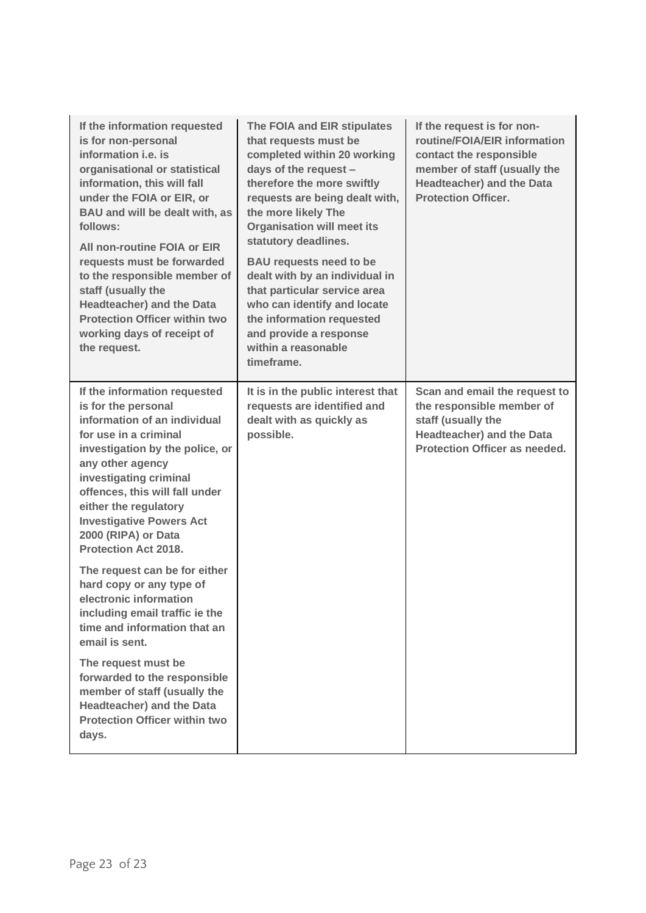| | | |
|---|---|---|
| **If the information requested is for non-personal information i.e. is organisational or statistical information, this will fall under the FOIA or EIR, or BAU and will be dealt with, as follows:**<br><br>**All non-routine FOIA or EIR requests must be forwarded to the responsible member of staff (usually the Headteacher) and the Data Protection Officer within two working days of receipt of the request.** | **The FOIA and EIR stipulates that requests must be completed within 20 working days of the request – therefore the more swiftly requests are being dealt with, the more likely The Organisation will meet its statutory deadlines.**<br><br>**BAU requests need to be dealt with by an individual in that particular service area who can identify and locate the information requested and provide a response within a reasonable timeframe.** | **If the request is for non-routine/FOIA/EIR information contact the responsible member of staff (usually the Headteacher) and the Data Protection Officer.** |
| **If the information requested is for the personal information of an individual for use in a criminal investigation by the police, or any other agency investigating criminal offences, this will fall under either the regulatory Investigative Powers Act 2000 (RIPA) or Data Protection Act 2018.**<br><br>**The request can be for either hard copy or any type of electronic information including email traffic ie the time and information that an email is sent.**<br><br>**The request must be forwarded to the responsible member of staff (usually the Headteacher) and the Data Protection Officer within two days.** | **It is in the public interest that requests are identified and dealt with as quickly as possible.** | **Scan and email the request to the responsible member of staff (usually the Headteacher) and the Data Protection Officer as needed.** |